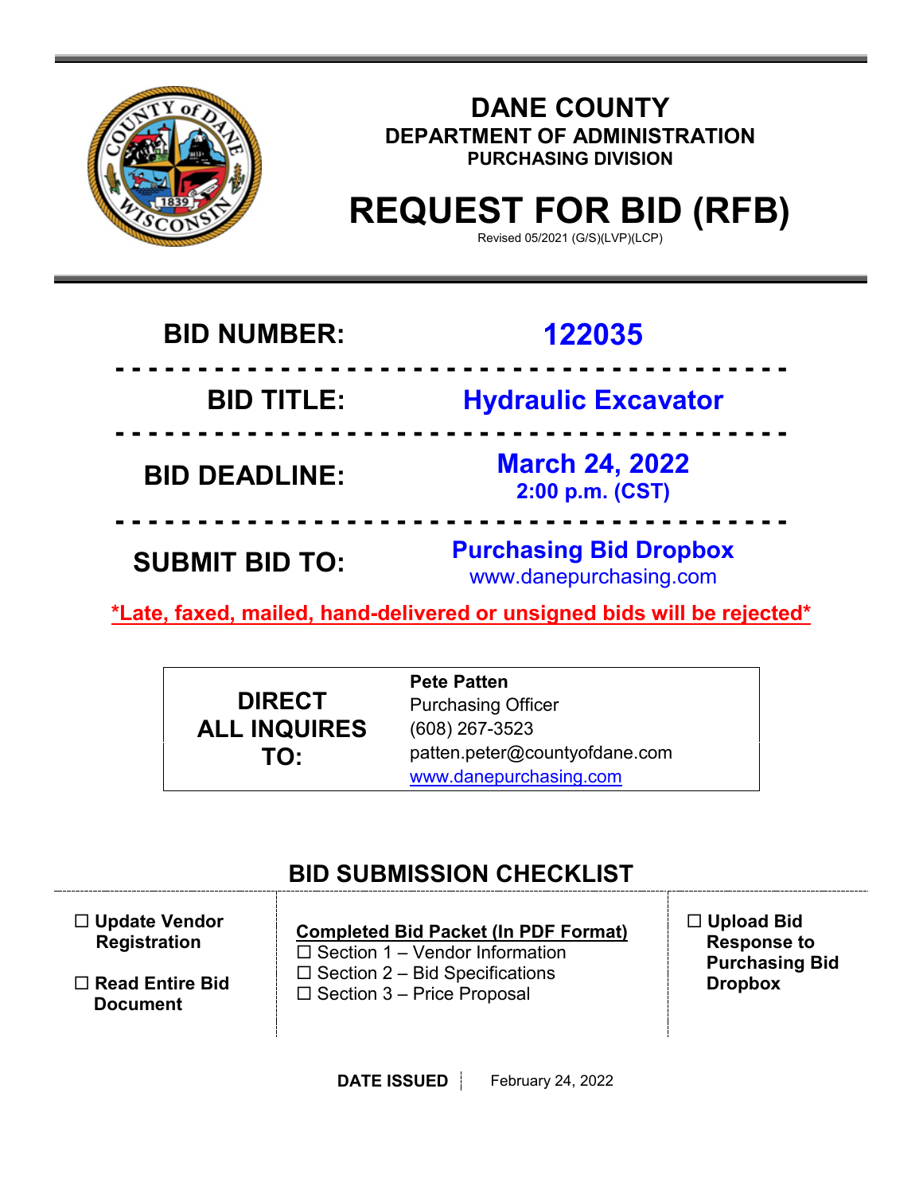# DANE COUNTY

## DEPARTMENT OF ADMINISTRATION

### PURCHASING DIVISION

# REQUEST FOR BID (RFB)

Revised 05/2021 (G/S)(LVP)(LCP)

| | |
|---|---|
| **BID NUMBER:** | **122035** |
| **BID TITLE:** | **Hydraulic Excavator** |
| **BID DEADLINE:** | **March 24, 2022**<br>**2:00 p.m. (CST)** |
| **SUBMIT BID TO:** | **Purchasing Bid Dropbox**<br>www.danepurchasing.com |

***Late, faxed, mailed, hand-delivered or unsigned bids will be rejected***

| | |
|---|---|
| **DIRECT ALL INQUIRES TO:** | **Pete Patten**<br>Purchasing Officer<br>(608) 267-3523<br>patten.peter@countyofdane.com<br>www.danepurchasing.com |

## BID SUBMISSION CHECKLIST

- ☐ **Update Vendor Registration**
- ☐ **Read Entire Bid Document**

**Completed Bid Packet (In PDF Format)**

- ☐ Section 1 – Vendor Information
- ☐ Section 2 – Bid Specifications
- ☐ Section 3 – Price Proposal

- ☐ **Upload Bid Response to Purchasing Bid Dropbox**

**DATE ISSUED** February 24, 2022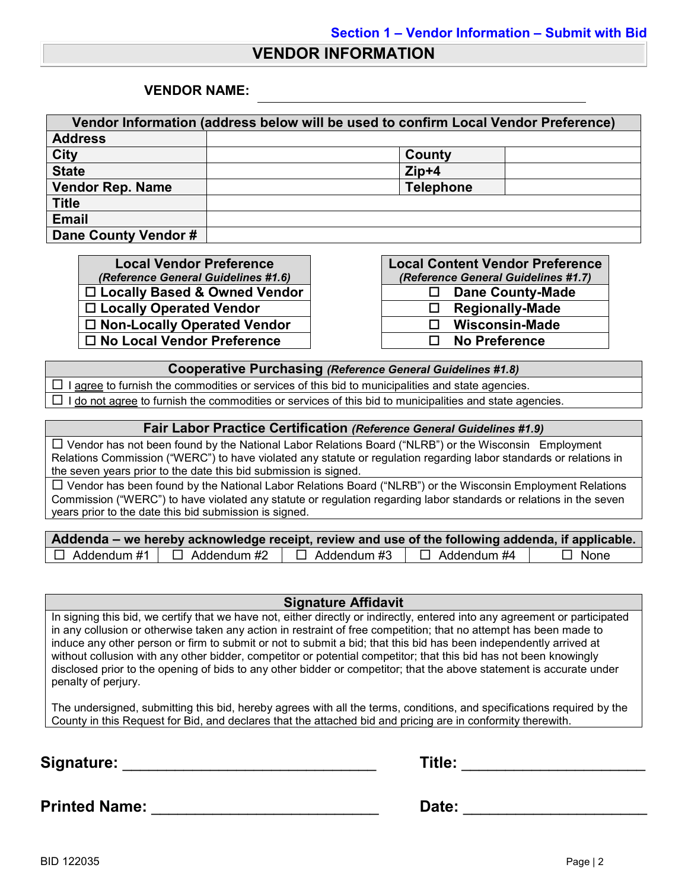Section 1 – Vendor Information – Submit with Bid

# VENDOR INFORMATION

**VENDOR NAME:** ______________________________________________

| Vendor Information (address below will be used to confirm Local Vendor Preference) | | | |
|---|---|---|---|
| **Address** | | | |
| **City** | | **County** | |
| **State** | | **Zip+4** | |
| **Vendor Rep. Name** | | **Telephone** | |
| **Title** | | | |
| **Email** | | | |
| **Dane County Vendor #** | | | |

| Local Vendor Preference *(Reference General Guidelines #1.6)* |
|---|
| ☐ Locally Based & Owned Vendor |
| ☐ Locally Operated Vendor |
| ☐ Non-Locally Operated Vendor |
| ☐ No Local Vendor Preference |

| Local Content Vendor Preference *(Reference General Guidelines #1.7)* |
|---|
| ☐ Dane County-Made |
| ☐ Regionally-Made |
| ☐ Wisconsin-Made |
| ☐ No Preference |

| Cooperative Purchasing *(Reference General Guidelines #1.8)* |
|---|
| ☐ I agree to furnish the commodities or services of this bid to municipalities and state agencies. |
| ☐ I do not agree to furnish the commodities or services of this bid to municipalities and state agencies. |

| Fair Labor Practice Certification *(Reference General Guidelines #1.9)* |
|---|
| ☐ Vendor has not been found by the National Labor Relations Board ("NLRB") or the Wisconsin Employment Relations Commission ("WERC") to have violated any statute or regulation regarding labor standards or relations in the seven years prior to the date this bid submission is signed. |
| ☐ Vendor has been found by the National Labor Relations Board ("NLRB") or the Wisconsin Employment Relations Commission ("WERC") to have violated any statute or regulation regarding labor standards or relations in the seven years prior to the date this bid submission is signed. |

| Addenda – we hereby acknowledge receipt, review and use of the following addenda, if applicable. | | | | |
|---|---|---|---|---|
| ☐ Addendum #1 | ☐ Addendum #2 | ☐ Addendum #3 | ☐ Addendum #4 | ☐ None |

| Signature Affidavit |
|---|
| In signing this bid, we certify that we have not, either directly or indirectly, entered into any agreement or participated in any collusion or otherwise taken any action in restraint of free competition; that no attempt has been made to induce any other person or firm to submit or not to submit a bid; that this bid has been independently arrived at without collusion with any other bidder, competitor or potential competitor; that this bid has not been knowingly disclosed prior to the opening of bids to any other bidder or competitor; that the above statement is accurate under penalty of perjury.<br><br>The undersigned, submitting this bid, hereby agrees with all the terms, conditions, and specifications required by the County in this Request for Bid, and declares that the attached bid and pricing are in conformity therewith. |

**Signature:** ______________________________ **Title:** ______________________

**Printed Name:** ___________________________ **Date:** ______________________

BID 122035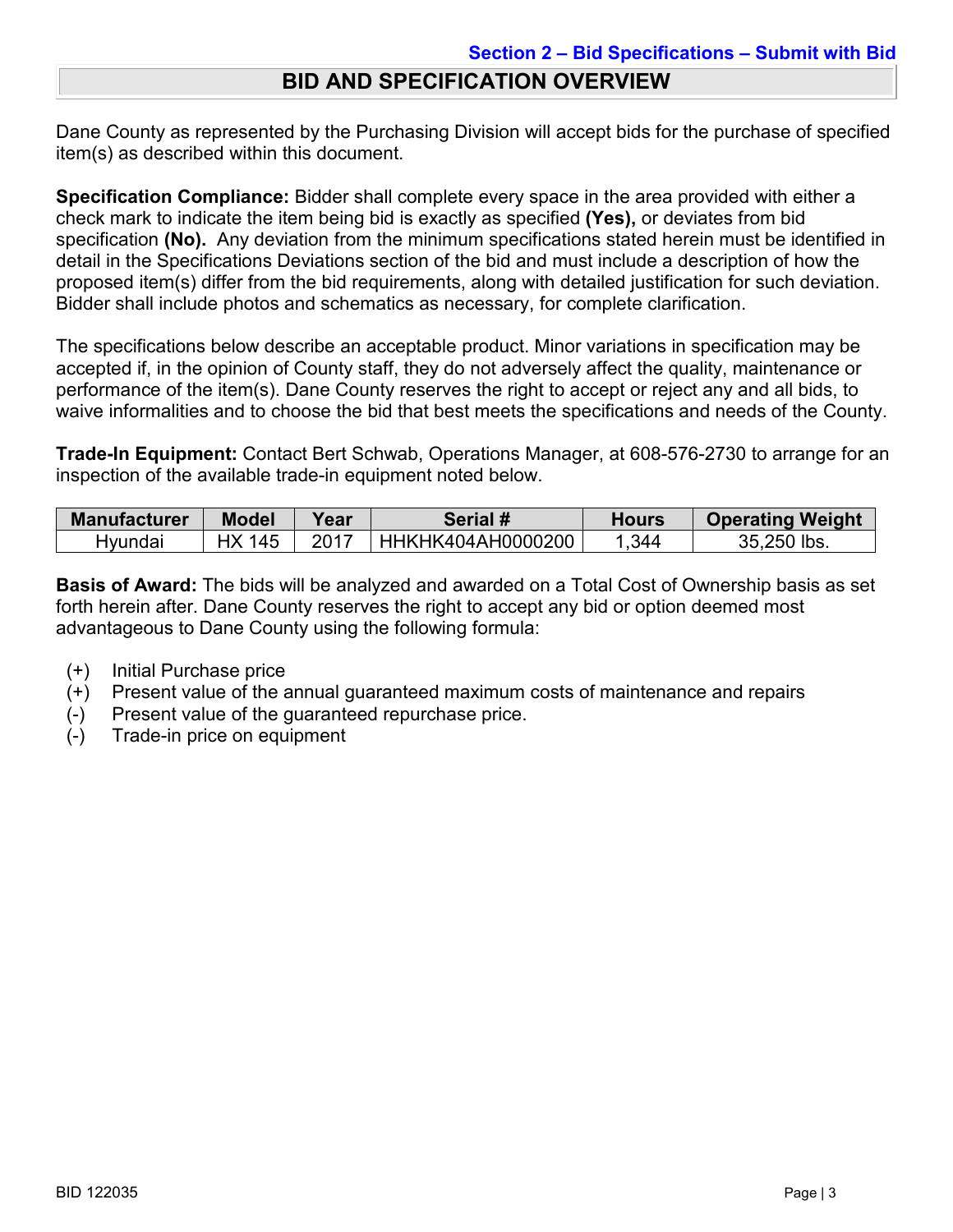**Section 2 – Bid Specifications – Submit with Bid**

# BID AND SPECIFICATION OVERVIEW

Dane County as represented by the Purchasing Division will accept bids for the purchase of specified item(s) as described within this document.

**Specification Compliance:** Bidder shall complete every space in the area provided with either a check mark to indicate the item being bid is exactly as specified **(Yes),** or deviates from bid specification **(No).** Any deviation from the minimum specifications stated herein must be identified in detail in the Specifications Deviations section of the bid and must include a description of how the proposed item(s) differ from the bid requirements, along with detailed justification for such deviation. Bidder shall include photos and schematics as necessary, for complete clarification.

The specifications below describe an acceptable product. Minor variations in specification may be accepted if, in the opinion of County staff, they do not adversely affect the quality, maintenance or performance of the item(s). Dane County reserves the right to accept or reject any and all bids, to waive informalities and to choose the bid that best meets the specifications and needs of the County.

**Trade-In Equipment:** Contact Bert Schwab, Operations Manager, at 608-576-2730 to arrange for an inspection of the available trade-in equipment noted below.

| Manufacturer | Model | Year | Serial # | Hours | Operating Weight |
|---|---|---|---|---|---|
| Hyundai | HX 145 | 2017 | HHKHK404AH0000200 | 1,344 | 35,250 lbs. |

**Basis of Award:** The bids will be analyzed and awarded on a Total Cost of Ownership basis as set forth herein after. Dane County reserves the right to accept any bid or option deemed most advantageous to Dane County using the following formula:

- (+) Initial Purchase price
- (+) Present value of the annual guaranteed maximum costs of maintenance and repairs
- (-) Present value of the guaranteed repurchase price.
- (-) Trade-in price on equipment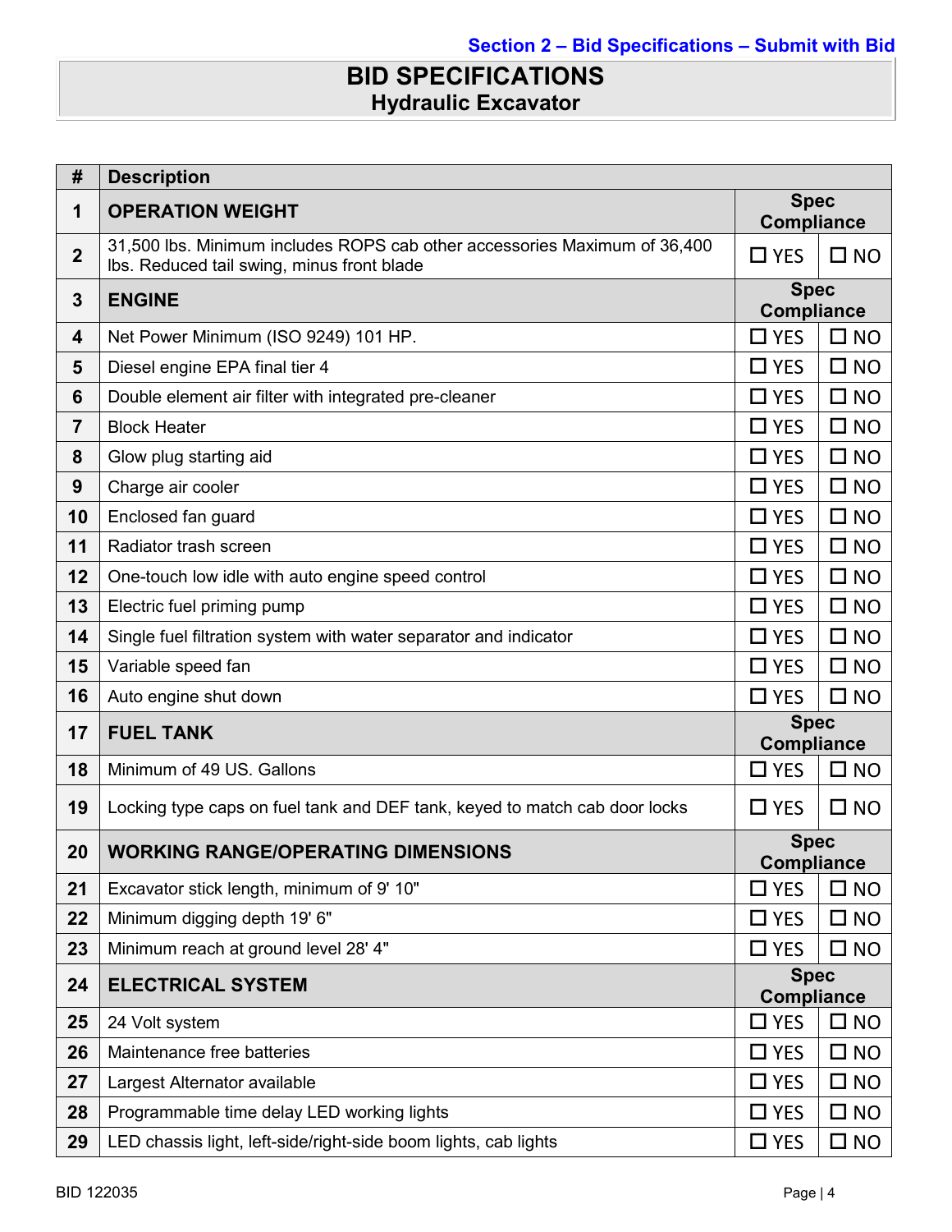Section 2 – Bid Specifications – Submit with Bid

# BID SPECIFICATIONS
## Hydraulic Excavator

| # | Description | Spec Compliance | |
|---|---|---|---|
| 1 | **OPERATION WEIGHT** | **Spec Compliance** | |
| 2 | 31,500 lbs. Minimum includes ROPS cab other accessories Maximum of 36,400 lbs. Reduced tail swing, minus front blade | ☐ YES | ☐ NO |
| 3 | **ENGINE** | **Spec Compliance** | |
| 4 | Net Power Minimum (ISO 9249) 101 HP. | ☐ YES | ☐ NO |
| 5 | Diesel engine EPA final tier 4 | ☐ YES | ☐ NO |
| 6 | Double element air filter with integrated pre-cleaner | ☐ YES | ☐ NO |
| 7 | Block Heater | ☐ YES | ☐ NO |
| 8 | Glow plug starting aid | ☐ YES | ☐ NO |
| 9 | Charge air cooler | ☐ YES | ☐ NO |
| 10 | Enclosed fan guard | ☐ YES | ☐ NO |
| 11 | Radiator trash screen | ☐ YES | ☐ NO |
| 12 | One-touch low idle with auto engine speed control | ☐ YES | ☐ NO |
| 13 | Electric fuel priming pump | ☐ YES | ☐ NO |
| 14 | Single fuel filtration system with water separator and indicator | ☐ YES | ☐ NO |
| 15 | Variable speed fan | ☐ YES | ☐ NO |
| 16 | Auto engine shut down | ☐ YES | ☐ NO |
| 17 | **FUEL TANK** | **Spec Compliance** | |
| 18 | Minimum of 49 US. Gallons | ☐ YES | ☐ NO |
| 19 | Locking type caps on fuel tank and DEF tank, keyed to match cab door locks | ☐ YES | ☐ NO |
| 20 | **WORKING RANGE/OPERATING DIMENSIONS** | **Spec Compliance** | |
| 21 | Excavator stick length, minimum of 9' 10" | ☐ YES | ☐ NO |
| 22 | Minimum digging depth 19' 6" | ☐ YES | ☐ NO |
| 23 | Minimum reach at ground level 28' 4" | ☐ YES | ☐ NO |
| 24 | **ELECTRICAL SYSTEM** | **Spec Compliance** | |
| 25 | 24 Volt system | ☐ YES | ☐ NO |
| 26 | Maintenance free batteries | ☐ YES | ☐ NO |
| 27 | Largest Alternator available | ☐ YES | ☐ NO |
| 28 | Programmable time delay LED working lights | ☐ YES | ☐ NO |
| 29 | LED chassis light, left-side/right-side boom lights, cab lights | ☐ YES | ☐ NO |

BID 122035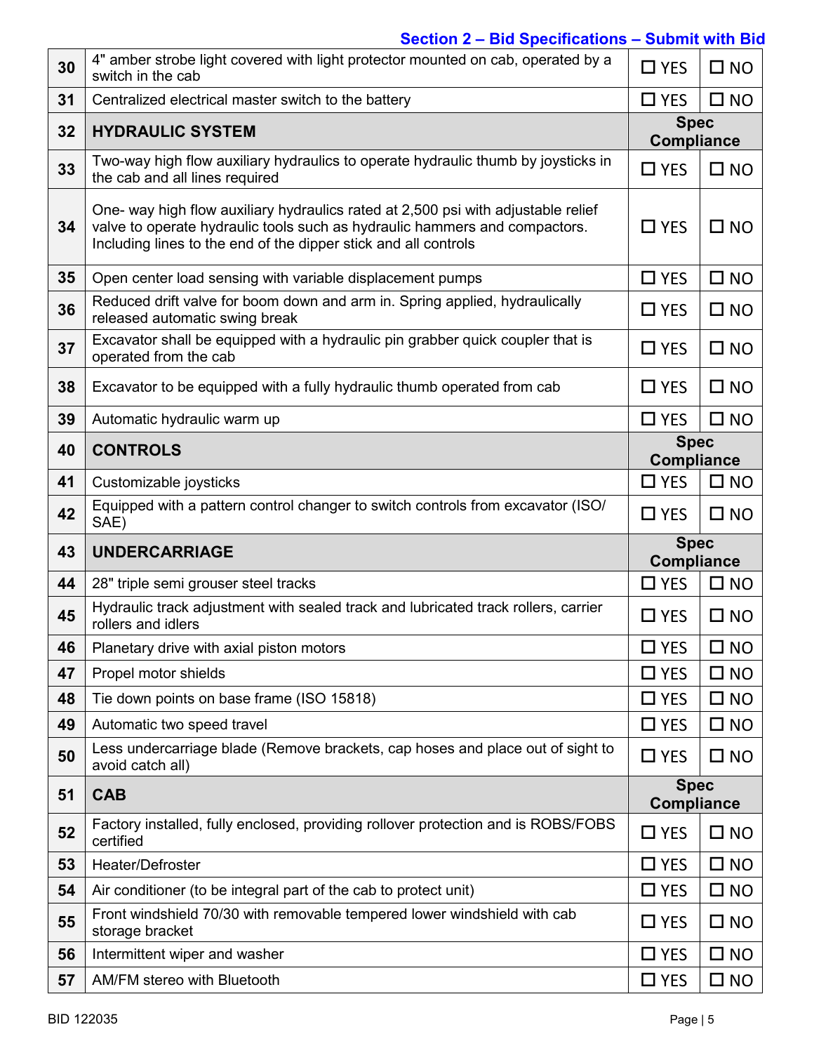## Section 2 – Bid Specifications – Submit with Bid

| | | | |
|---|---|---|---|
| 30 | 4" amber strobe light covered with light protector mounted on cab, operated by a switch in the cab | ☐ YES | ☐ NO |
| 31 | Centralized electrical master switch to the battery | ☐ YES | ☐ NO |
| 32 | **HYDRAULIC SYSTEM** | **Spec Compliance** | |
| 33 | Two-way high flow auxiliary hydraulics to operate hydraulic thumb by joysticks in the cab and all lines required | ☐ YES | ☐ NO |
| 34 | One- way high flow auxiliary hydraulics rated at 2,500 psi with adjustable relief valve to operate hydraulic tools such as hydraulic hammers and compactors. Including lines to the end of the dipper stick and all controls | ☐ YES | ☐ NO |
| 35 | Open center load sensing with variable displacement pumps | ☐ YES | ☐ NO |
| 36 | Reduced drift valve for boom down and arm in. Spring applied, hydraulically released automatic swing break | ☐ YES | ☐ NO |
| 37 | Excavator shall be equipped with a hydraulic pin grabber quick coupler that is operated from the cab | ☐ YES | ☐ NO |
| 38 | Excavator to be equipped with a fully hydraulic thumb operated from cab | ☐ YES | ☐ NO |
| 39 | Automatic hydraulic warm up | ☐ YES | ☐ NO |
| 40 | **CONTROLS** | **Spec Compliance** | |
| 41 | Customizable joysticks | ☐ YES | ☐ NO |
| 42 | Equipped with a pattern control changer to switch controls from excavator (ISO/ SAE) | ☐ YES | ☐ NO |
| 43 | **UNDERCARRIAGE** | **Spec Compliance** | |
| 44 | 28" triple semi grouser steel tracks | ☐ YES | ☐ NO |
| 45 | Hydraulic track adjustment with sealed track and lubricated track rollers, carrier rollers and idlers | ☐ YES | ☐ NO |
| 46 | Planetary drive with axial piston motors | ☐ YES | ☐ NO |
| 47 | Propel motor shields | ☐ YES | ☐ NO |
| 48 | Tie down points on base frame (ISO 15818) | ☐ YES | ☐ NO |
| 49 | Automatic two speed travel | ☐ YES | ☐ NO |
| 50 | Less undercarriage blade (Remove brackets, cap hoses and place out of sight to avoid catch all) | ☐ YES | ☐ NO |
| 51 | **CAB** | **Spec Compliance** | |
| 52 | Factory installed, fully enclosed, providing rollover protection and is ROBS/FOBS certified | ☐ YES | ☐ NO |
| 53 | Heater/Defroster | ☐ YES | ☐ NO |
| 54 | Air conditioner (to be integral part of the cab to protect unit) | ☐ YES | ☐ NO |
| 55 | Front windshield 70/30 with removable tempered lower windshield with cab storage bracket | ☐ YES | ☐ NO |
| 56 | Intermittent wiper and washer | ☐ YES | ☐ NO |
| 57 | AM/FM stereo with Bluetooth | ☐ YES | ☐ NO |

BID 122035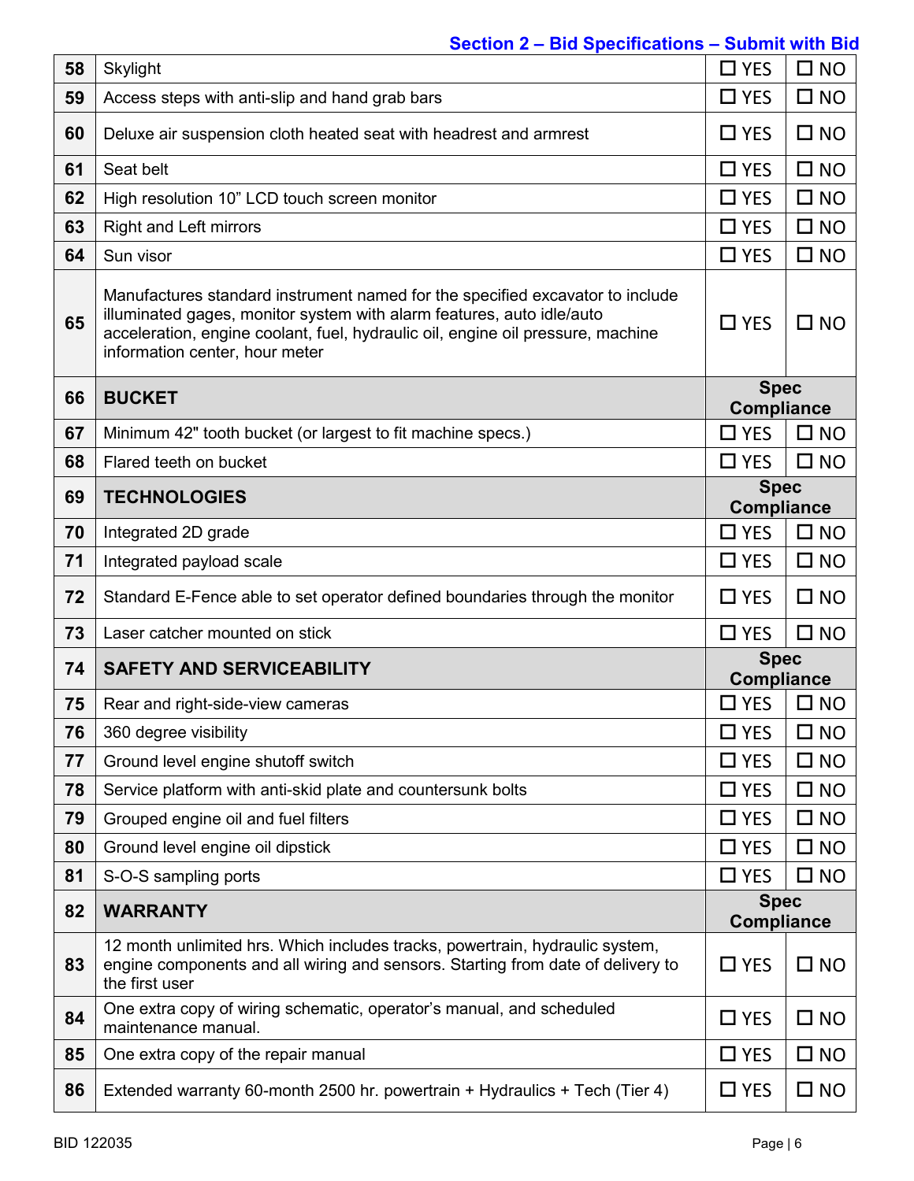## Section 2 – Bid Specifications – Submit with Bid

| | | | |
|---|---|---|---|
| **58** | Skylight | ☐ YES | ☐ NO |
| **59** | Access steps with anti-slip and hand grab bars | ☐ YES | ☐ NO |
| **60** | Deluxe air suspension cloth heated seat with headrest and armrest | ☐ YES | ☐ NO |
| **61** | Seat belt | ☐ YES | ☐ NO |
| **62** | High resolution 10" LCD touch screen monitor | ☐ YES | ☐ NO |
| **63** | Right and Left mirrors | ☐ YES | ☐ NO |
| **64** | Sun visor | ☐ YES | ☐ NO |
| **65** | Manufactures standard instrument named for the specified excavator to include illuminated gages, monitor system with alarm features, auto idle/auto acceleration, engine coolant, fuel, hydraulic oil, engine oil pressure, machine information center, hour meter | ☐ YES | ☐ NO |
| **66** | **BUCKET** | **Spec Compliance** | |
| **67** | Minimum 42" tooth bucket (or largest to fit machine specs.) | ☐ YES | ☐ NO |
| **68** | Flared teeth on bucket | ☐ YES | ☐ NO |
| **69** | **TECHNOLOGIES** | **Spec Compliance** | |
| **70** | Integrated 2D grade | ☐ YES | ☐ NO |
| **71** | Integrated payload scale | ☐ YES | ☐ NO |
| **72** | Standard E-Fence able to set operator defined boundaries through the monitor | ☐ YES | ☐ NO |
| **73** | Laser catcher mounted on stick | ☐ YES | ☐ NO |
| **74** | **SAFETY AND SERVICEABILITY** | **Spec Compliance** | |
| **75** | Rear and right-side-view cameras | ☐ YES | ☐ NO |
| **76** | 360 degree visibility | ☐ YES | ☐ NO |
| **77** | Ground level engine shutoff switch | ☐ YES | ☐ NO |
| **78** | Service platform with anti-skid plate and countersunk bolts | ☐ YES | ☐ NO |
| **79** | Grouped engine oil and fuel filters | ☐ YES | ☐ NO |
| **80** | Ground level engine oil dipstick | ☐ YES | ☐ NO |
| **81** | S-O-S sampling ports | ☐ YES | ☐ NO |
| **82** | **WARRANTY** | **Spec Compliance** | |
| **83** | 12 month unlimited hrs. Which includes tracks, powertrain, hydraulic system, engine components and all wiring and sensors. Starting from date of delivery to the first user | ☐ YES | ☐ NO |
| **84** | One extra copy of wiring schematic, operator's manual, and scheduled maintenance manual. | ☐ YES | ☐ NO |
| **85** | One extra copy of the repair manual | ☐ YES | ☐ NO |
| **86** | Extended warranty 60-month 2500 hr. powertrain + Hydraulics + Tech (Tier 4) | ☐ YES | ☐ NO |

BID 122035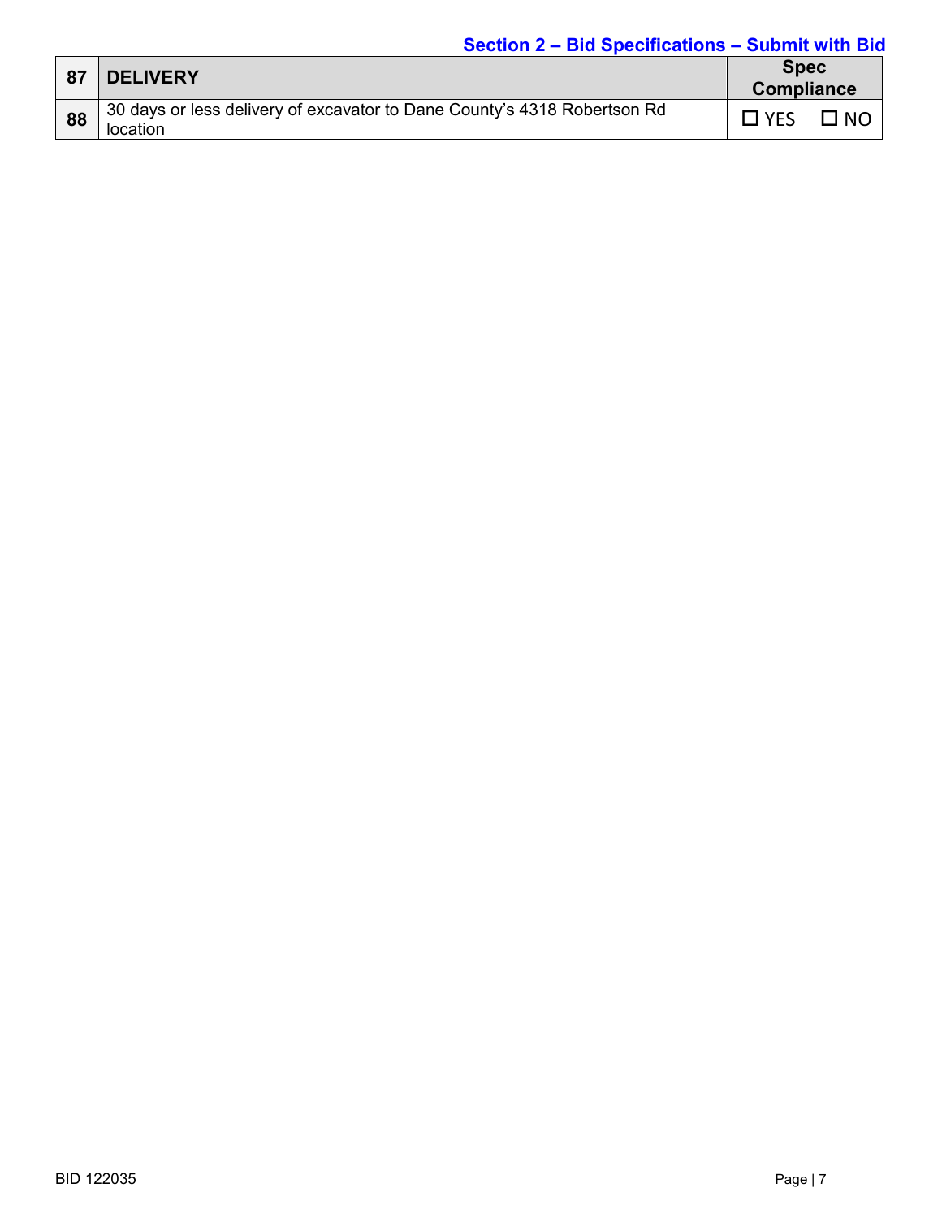**Section 2 – Bid Specifications – Submit with Bid**

| 87 | DELIVERY | Spec Compliance | |
|---|---|---|---|
| 88 | 30 days or less delivery of excavator to Dane County's 4318 Robertson Rd location | ☐ YES | ☐ NO |

BID 122035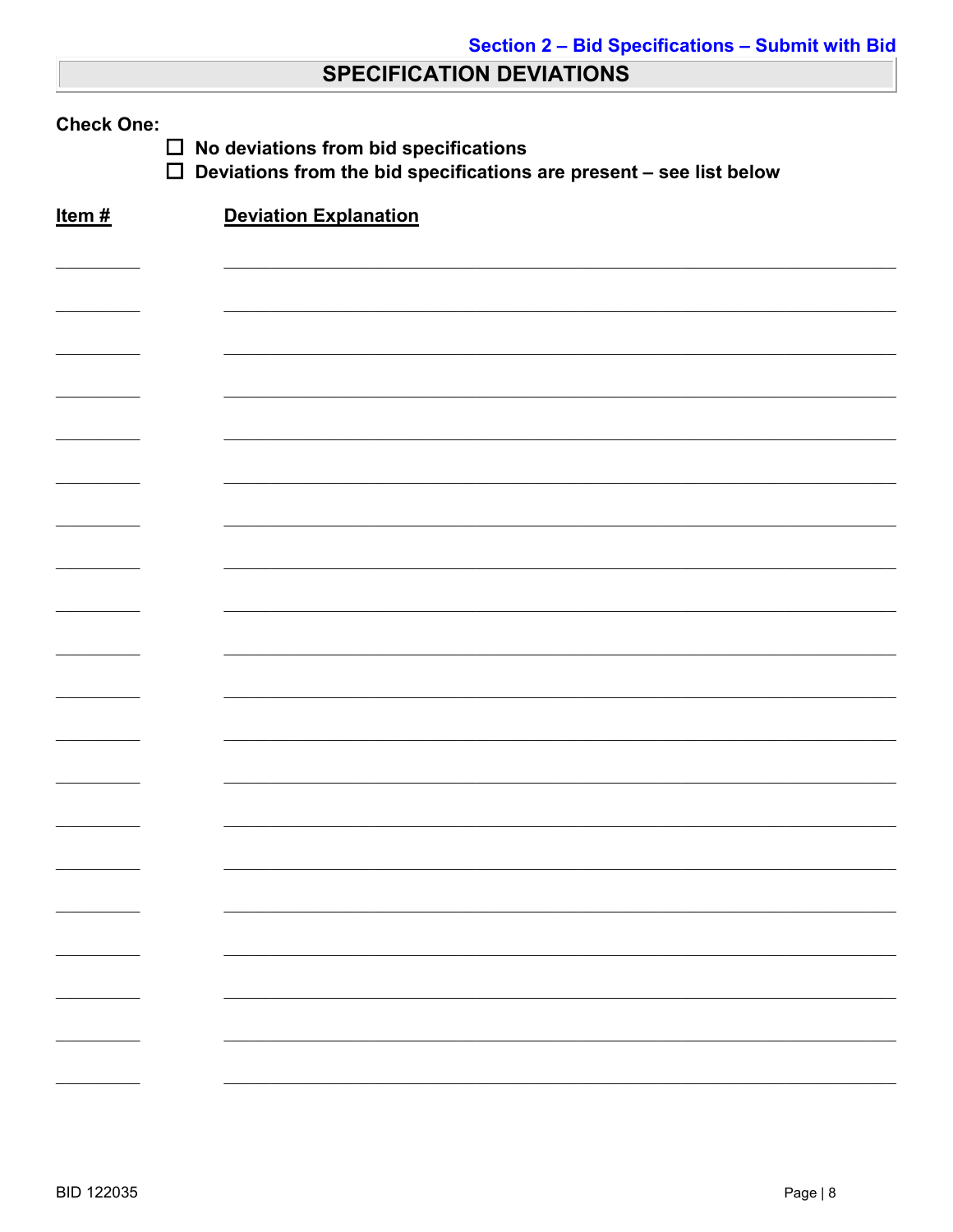## SPECIFICATION DEVIATIONS

**Check One:**

- ☐ **No deviations from bid specifications**
- ☐ **Deviations from the bid specifications are present – see list below**

| **Item #** | **Deviation Explanation** |
|---|---|
| | |
| | |
| | |
| | |
| | |
| | |
| | |
| | |
| | |
| | |
| | |
| | |
| | |
| | |
| | |
| | |
| | |
| | |
| | |
| | |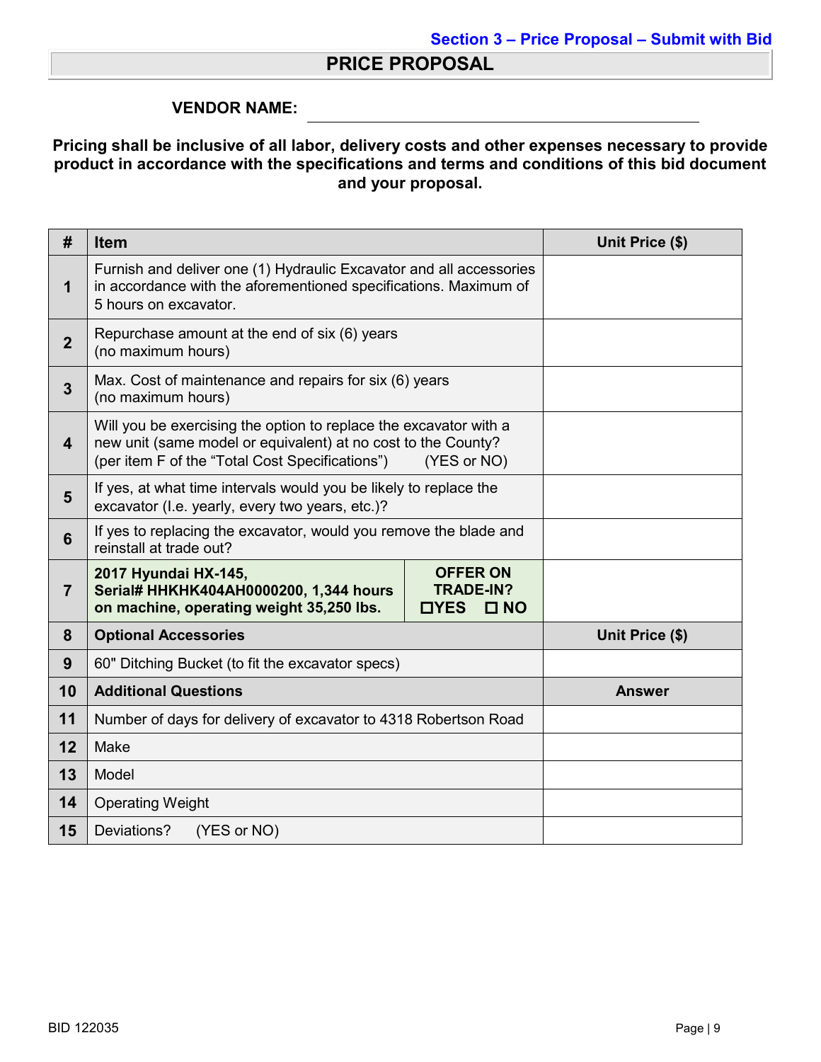**Section 3 – Price Proposal – Submit with Bid**

# PRICE PROPOSAL

**VENDOR NAME:** ______________________________

**Pricing shall be inclusive of all labor, delivery costs and other expenses necessary to provide product in accordance with the specifications and terms and conditions of this bid document and your proposal.**

| # | Item | | Unit Price ($) |
|---|---|---|---|
| 1 | Furnish and deliver one (1) Hydraulic Excavator and all accessories in accordance with the aforementioned specifications. Maximum of 5 hours on excavator. | | |
| 2 | Repurchase amount at the end of six (6) years (no maximum hours) | | |
| 3 | Max. Cost of maintenance and repairs for six (6) years (no maximum hours) | | |
| 4 | Will you be exercising the option to replace the excavator with a new unit (same model or equivalent) at no cost to the County? (per item F of the "Total Cost Specifications") (YES or NO) | | |
| 5 | If yes, at what time intervals would you be likely to replace the excavator (I.e. yearly, every two years, etc.)? | | |
| 6 | If yes to replacing the excavator, would you remove the blade and reinstall at trade out? | | |
| 7 | **2017 Hyundai HX-145, Serial# HHKHK404AH0000200, 1,344 hours on machine, operating weight 35,250 lbs.** | **OFFER ON TRADE-IN? ☐YES ☐ NO** | |
| 8 | **Optional Accessories** | | **Unit Price ($)** |
| 9 | 60" Ditching Bucket (to fit the excavator specs) | | |
| 10 | **Additional Questions** | | **Answer** |
| 11 | Number of days for delivery of excavator to 4318 Robertson Road | | |
| 12 | Make | | |
| 13 | Model | | |
| 14 | Operating Weight | | |
| 15 | Deviations? (YES or NO) | | |

BID 122035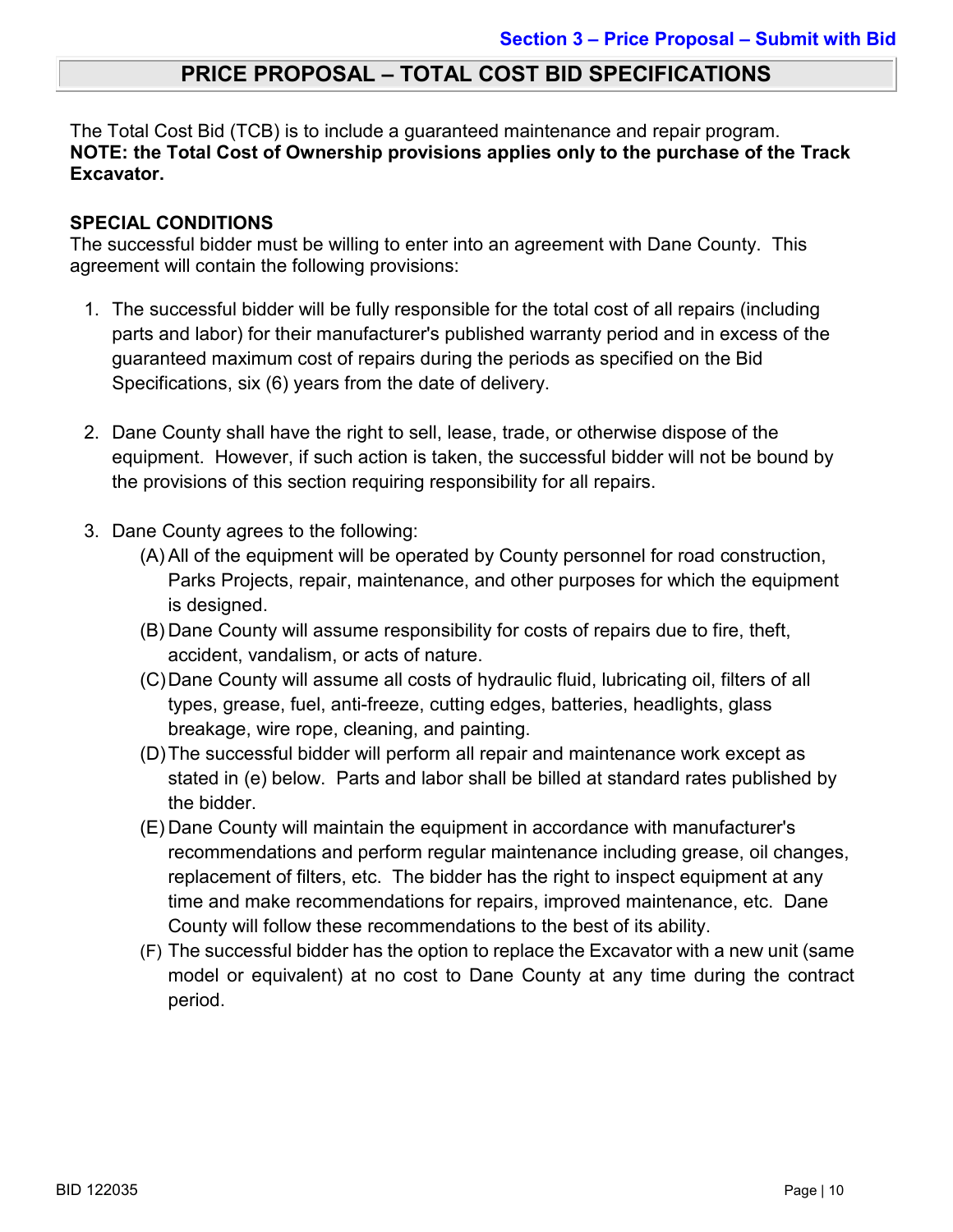Section 3 – Price Proposal – Submit with Bid

## PRICE PROPOSAL – TOTAL COST BID SPECIFICATIONS

The Total Cost Bid (TCB) is to include a guaranteed maintenance and repair program. **NOTE: the Total Cost of Ownership provisions applies only to the purchase of the Track Excavator.**

**SPECIAL CONDITIONS**
The successful bidder must be willing to enter into an agreement with Dane County. This agreement will contain the following provisions:

1. The successful bidder will be fully responsible for the total cost of all repairs (including parts and labor) for their manufacturer's published warranty period and in excess of the guaranteed maximum cost of repairs during the periods as specified on the Bid Specifications, six (6) years from the date of delivery.

2. Dane County shall have the right to sell, lease, trade, or otherwise dispose of the equipment. However, if such action is taken, the successful bidder will not be bound by the provisions of this section requiring responsibility for all repairs.

3. Dane County agrees to the following:
   (A) All of the equipment will be operated by County personnel for road construction, Parks Projects, repair, maintenance, and other purposes for which the equipment is designed.
   (B) Dane County will assume responsibility for costs of repairs due to fire, theft, accident, vandalism, or acts of nature.
   (C) Dane County will assume all costs of hydraulic fluid, lubricating oil, filters of all types, grease, fuel, anti-freeze, cutting edges, batteries, headlights, glass breakage, wire rope, cleaning, and painting.
   (D) The successful bidder will perform all repair and maintenance work except as stated in (e) below. Parts and labor shall be billed at standard rates published by the bidder.
   (E) Dane County will maintain the equipment in accordance with manufacturer's recommendations and perform regular maintenance including grease, oil changes, replacement of filters, etc. The bidder has the right to inspect equipment at any time and make recommendations for repairs, improved maintenance, etc. Dane County will follow these recommendations to the best of its ability.
   (F) The successful bidder has the option to replace the Excavator with a new unit (same model or equivalent) at no cost to Dane County at any time during the contract period.

BID 122035